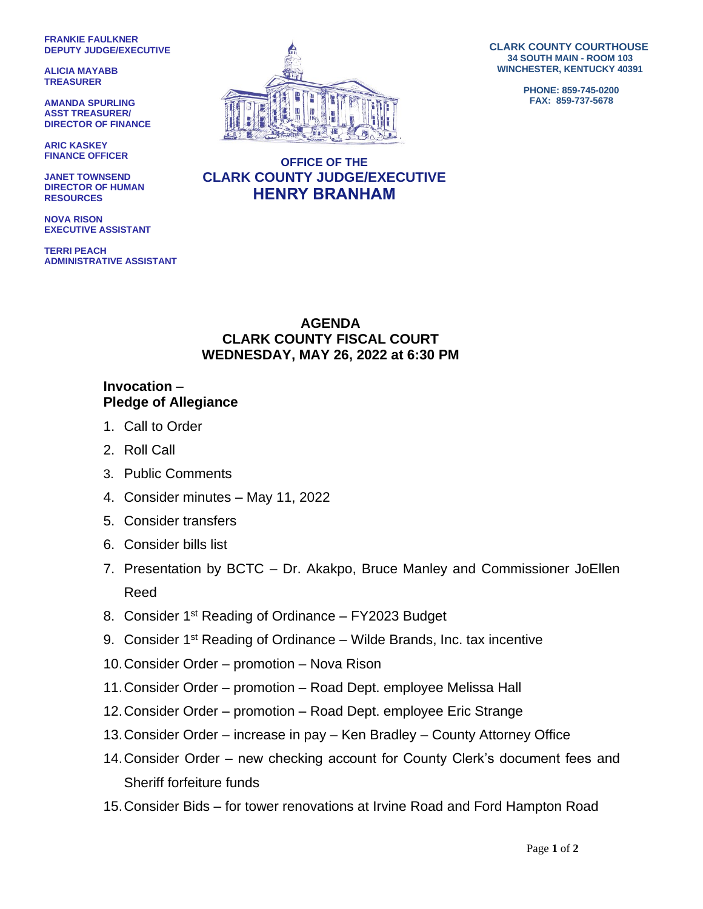FRANKIE FAULKNER
DEPUTY JUDGE/EXECUTIVE

ALICIA MAYABB
TREASURER

AMANDA SPURLING
ASST TREASURER/
DIRECTOR OF FINANCE

ARIC KASKEY
FINANCE OFFICER

JANET TOWNSEND
DIRECTOR OF HUMAN RESOURCES

NOVA RISON
EXECUTIVE ASSISTANT

TERRI PEACH
ADMINISTRATIVE ASSISTANT

CLARK COUNTY COURTHOUSE
34 SOUTH MAIN - ROOM 103
WINCHESTER, KENTUCKY 40391

PHONE: 859-745-0200
FAX: 859-737-5678

OFFICE OF THE
CLARK COUNTY JUDGE/EXECUTIVE
**HENRY BRANHAM**

# AGENDA
## CLARK COUNTY FISCAL COURT
## WEDNESDAY, MAY 26, 2022 at 6:30 PM

**Invocation** –
**Pledge of Allegiance**

1. Call to Order
2. Roll Call
3. Public Comments
4. Consider minutes – May 11, 2022
5. Consider transfers
6. Consider bills list
7. Presentation by BCTC – Dr. Akakpo, Bruce Manley and Commissioner JoEllen Reed
8. Consider 1st Reading of Ordinance – FY2023 Budget
9. Consider 1st Reading of Ordinance – Wilde Brands, Inc. tax incentive
10. Consider Order – promotion – Nova Rison
11. Consider Order – promotion – Road Dept. employee Melissa Hall
12. Consider Order – promotion – Road Dept. employee Eric Strange
13. Consider Order – increase in pay – Ken Bradley – County Attorney Office
14. Consider Order – new checking account for County Clerk's document fees and Sheriff forfeiture funds
15. Consider Bids – for tower renovations at Irvine Road and Ford Hampton Road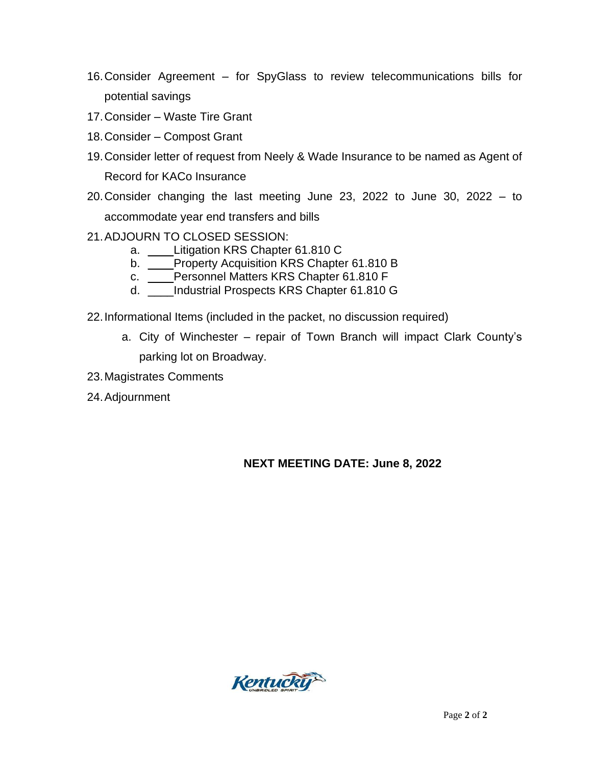16. Consider Agreement – for SpyGlass to review telecommunications bills for potential savings
17. Consider – Waste Tire Grant
18. Consider – Compost Grant
19. Consider letter of request from Neely & Wade Insurance to be named as Agent of Record for KACo Insurance
20. Consider changing the last meeting June 23, 2022 to June 30, 2022 – to accommodate year end transfers and bills
21. ADJOURN TO CLOSED SESSION:
    a. ____Litigation KRS Chapter 61.810 C
    b. ____Property Acquisition KRS Chapter 61.810 B
    c. ____Personnel Matters KRS Chapter 61.810 F
    d. ____Industrial Prospects KRS Chapter 61.810 G
22. Informational Items (included in the packet, no discussion required)
    a. City of Winchester – repair of Town Branch will impact Clark County's parking lot on Broadway.
23. Magistrates Comments
24. Adjournment

**NEXT MEETING DATE: June 8, 2022**